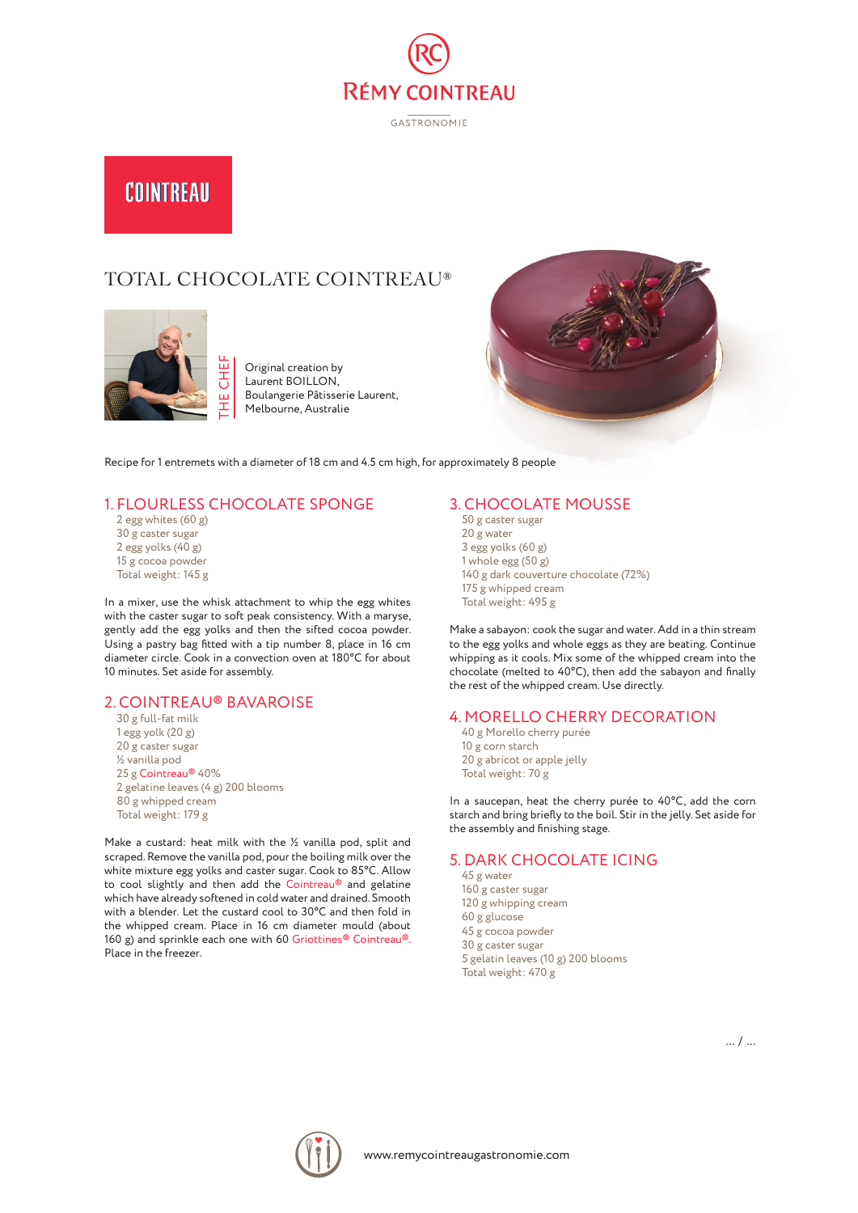RÉMY COINTREAU

GASTRONOMIE

COINTREAU

# TOTAL CHOCOLATE COINTREAU®

THE CHEF

Original creation by
Laurent BOILLON,
Boulangerie Pâtisserie Laurent,
Melbourne, Australie

Recipe for 1 entremets with a diameter of 18 cm and 4.5 cm high, for approximately 8 people

## 1. FLOURLESS CHOCOLATE SPONGE

- 2 egg whites (60 g)
- 30 g caster sugar
- 2 egg yolks (40 g)
- 15 g cocoa powder
- Total weight: 145 g

In a mixer, use the whisk attachment to whip the egg whites with the caster sugar to soft peak consistency. With a maryse, gently add the egg yolks and then the sifted cocoa powder. Using a pastry bag fitted with a tip number 8, place in 16 cm diameter circle. Cook in a convection oven at 180°C for about 10 minutes. Set aside for assembly.

## 2. COINTREAU® BAVAROISE

- 30 g full-fat milk
- 1 egg yolk (20 g)
- 20 g caster sugar
- ½ vanilla pod
- 25 g Cointreau® 40%
- 2 gelatine leaves (4 g) 200 blooms
- 80 g whipped cream
- Total weight: 179 g

Make a custard: heat milk with the ½ vanilla pod, split and scraped. Remove the vanilla pod, pour the boiling milk over the white mixture egg yolks and caster sugar. Cook to 85°C. Allow to cool slightly and then add the Cointreau® and gelatine which have already softened in cold water and drained. Smooth with a blender. Let the custard cool to 30°C and then fold in the whipped cream. Place in 16 cm diameter mould (about 160 g) and sprinkle each one with 60 Griottines® Cointreau®. Place in the freezer.

## 3. CHOCOLATE MOUSSE

- 50 g caster sugar
- 20 g water
- 3 egg yolks (60 g)
- 1 whole egg (50 g)
- 140 g dark couverture chocolate (72%)
- 175 g whipped cream
- Total weight: 495 g

Make a sabayon: cook the sugar and water. Add in a thin stream to the egg yolks and whole eggs as they are beating. Continue whipping as it cools. Mix some of the whipped cream into the chocolate (melted to 40°C), then add the sabayon and finally the rest of the whipped cream. Use directly.

## 4. MORELLO CHERRY DECORATION

- 40 g Morello cherry purée
- 10 g corn starch
- 20 g abricot or apple jelly
- Total weight: 70 g

In a saucepan, heat the cherry purée to 40°C, add the corn starch and bring briefly to the boil. Stir in the jelly. Set aside for the assembly and finishing stage.

## 5. DARK CHOCOLATE ICING

- 45 g water
- 160 g caster sugar
- 120 g whipping cream
- 60 g glucose
- 45 g cocoa powder
- 30 g caster sugar
- 5 gelatin leaves (10 g) 200 blooms
- Total weight: 470 g

... / ...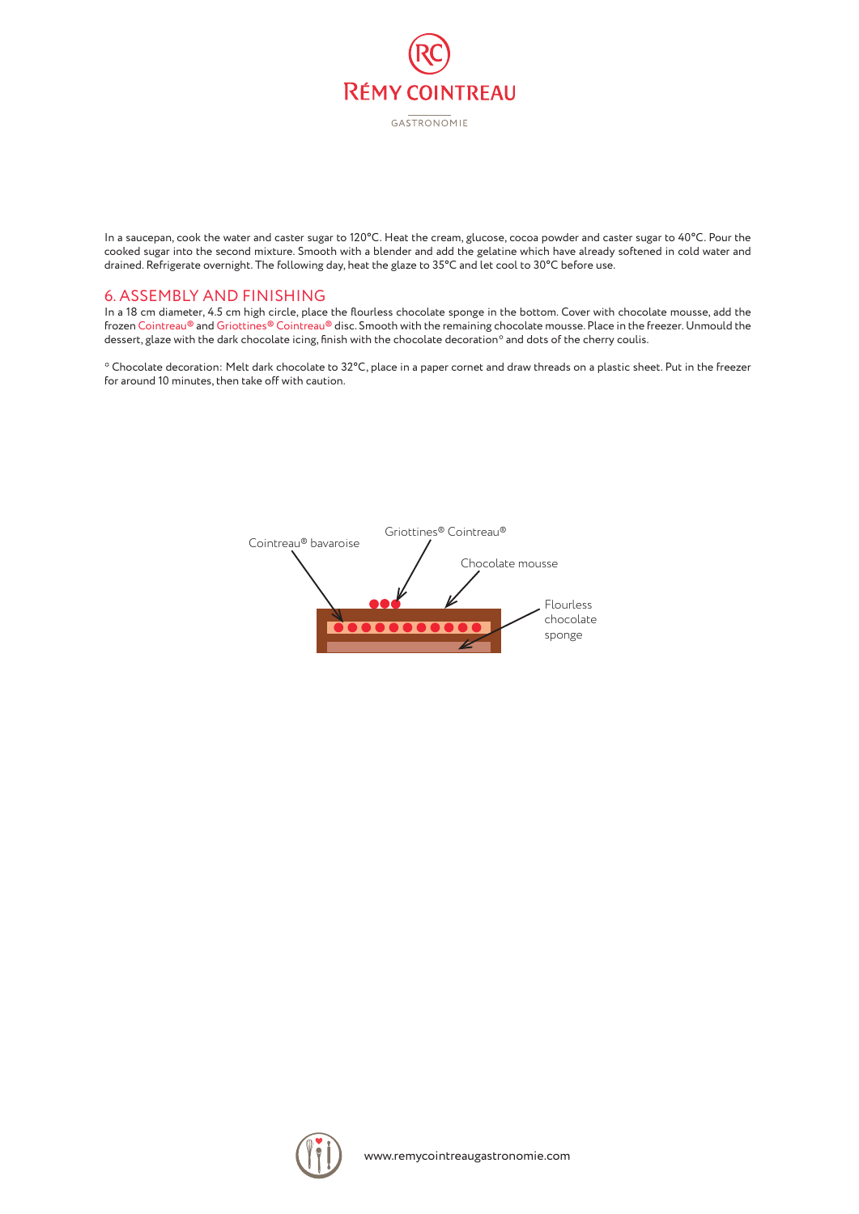In a saucepan, cook the water and caster sugar to 120°C. Heat the cream, glucose, cocoa powder and caster sugar to 40°C. Pour the cooked sugar into the second mixture. Smooth with a blender and add the gelatine which have already softened in cold water and drained. Refrigerate overnight. The following day, heat the glaze to 35°C and let cool to 30°C before use.

## 6. ASSEMBLY AND FINISHING

In a 18 cm diameter, 4.5 cm high circle, place the flourless chocolate sponge in the bottom. Cover with chocolate mousse, add the frozen Cointreau® and Griottines® Cointreau® disc. Smooth with the remaining chocolate mousse. Place in the freezer. Unmould the dessert, glaze with the dark chocolate icing, finish with the chocolate decoration* and dots of the cherry coulis.

* Chocolate decoration: Melt dark chocolate to 32°C, place in a paper cornet and draw threads on a plastic sheet. Put in the freezer for around 10 minutes, then take off with caution.

Griottines® Cointreau®

Cointreau® bavaroise

Chocolate mousse

Flourless chocolate sponge

www.remycointreaugastronomie.com